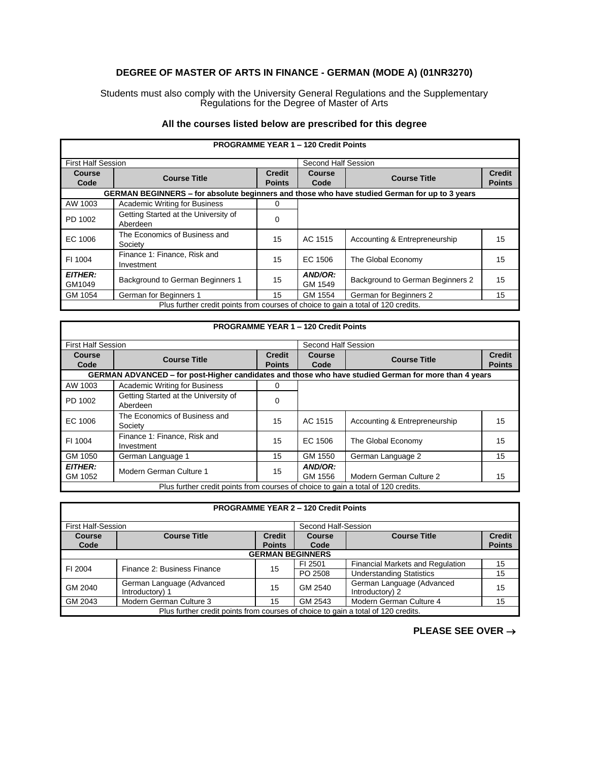## DEGREE OF MASTER OF ARTS IN FINANCE - GERMAN (MODE A) (01NR3270)

Students must also comply with the University General Regulations and the Supplementary Regulations for the Degree of Master of Arts

### All the courses listed below are prescribed for this degree

| PROGRAMME YEAR 1 – 120 Credit Points | | | | | |
|---|---|---|---|---|---|
| First Half Session | | | Second Half Session | | |
| **Course Code** | **Course Title** | **Credit Points** | **Course Code** | **Course Title** | **Credit Points** |
| **GERMAN BEGINNERS – for absolute beginners and those who have studied German for up to 3 years** | | | | | |
| AW 1003 | Academic Writing for Business | 0 | | | |
| PD 1002 | Getting Started at the University of Aberdeen | 0 | | | |
| EC 1006 | The Economics of Business and Society | 15 | AC 1515 | Accounting & Entrepreneurship | 15 |
| FI 1004 | Finance 1: Finance, Risk and Investment | 15 | EC 1506 | The Global Economy | 15 |
| ***EITHER:*** GM1049 | Background to German Beginners 1 | 15 | ***AND/OR:*** GM 1549 | Background to German Beginners 2 | 15 |
| GM 1054 | German for Beginners 1 | 15 | GM 1554 | German for Beginners 2 | 15 |
| Plus further credit points from courses of choice to gain a total of 120 credits. | | | | | |

| PROGRAMME YEAR 1 – 120 Credit Points | | | | | |
|---|---|---|---|---|---|
| First Half Session | | | Second Half Session | | |
| **Course Code** | **Course Title** | **Credit Points** | **Course Code** | **Course Title** | **Credit Points** |
| **GERMAN ADVANCED – for post-Higher candidates and those who have studied German for more than 4 years** | | | | | |
| AW 1003 | Academic Writing for Business | 0 | | | |
| PD 1002 | Getting Started at the University of Aberdeen | 0 | | | |
| EC 1006 | The Economics of Business and Society | 15 | AC 1515 | Accounting & Entrepreneurship | 15 |
| FI 1004 | Finance 1: Finance, Risk and Investment | 15 | EC 1506 | The Global Economy | 15 |
| GM 1050 | German Language 1 | 15 | GM 1550 | German Language 2 | 15 |
| ***EITHER:*** GM 1052 | Modern German Culture 1 | 15 | ***AND/OR:*** GM 1556 | Modern German Culture 2 | 15 |
| Plus further credit points from courses of choice to gain a total of 120 credits. | | | | | |

| PROGRAMME YEAR 2 – 120 Credit Points | | | | | |
|---|---|---|---|---|---|
| First Half-Session | | | Second Half-Session | | |
| **Course Code** | **Course Title** | **Credit Points** | **Course Code** | **Course Title** | **Credit Points** |
| **GERMAN BEGINNERS** | | | | | |
| FI 2004 | Finance 2: Business Finance | 15 | FI 2501 | Financial Markets and Regulation | 15 |
| | | | PO 2508 | Understanding Statistics | 15 |
| GM 2040 | German Language (Advanced Introductory) 1 | 15 | GM 2540 | German Language (Advanced Introductory) 2 | 15 |
| GM 2043 | Modern German Culture 3 | 15 | GM 2543 | Modern German Culture 4 | 15 |
| Plus further credit points from courses of choice to gain a total of 120 credits. | | | | | |

**PLEASE SEE OVER →**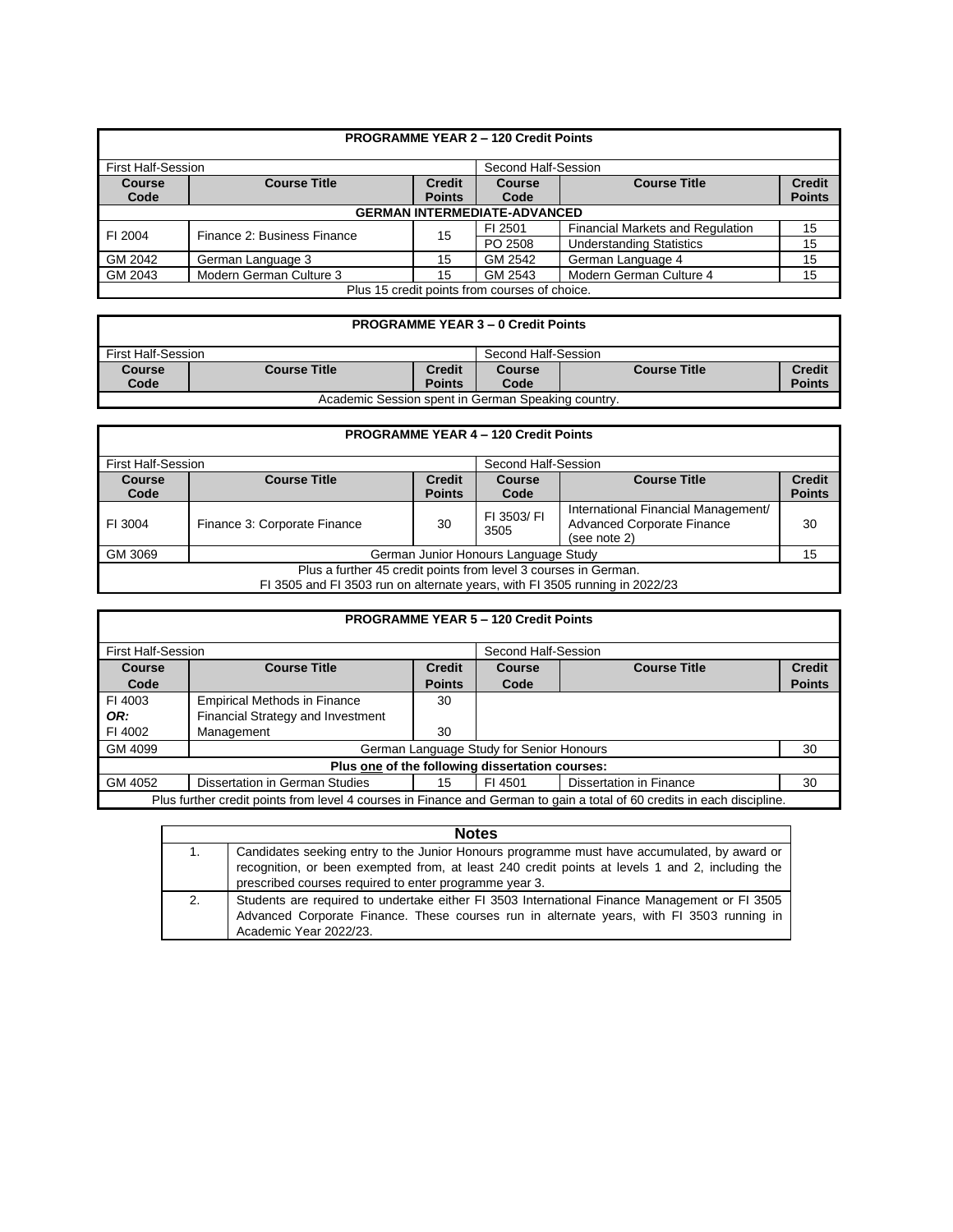| PROGRAMME YEAR 2 – 120 Credit Points | | | | | |
|---|---|---|---|---|---|
| First Half-Session | | | Second Half-Session | | |
| **Course Code** | **Course Title** | **Credit Points** | **Course Code** | **Course Title** | **Credit Points** |
| **GERMAN INTERMEDIATE-ADVANCED** | | | | | |
| FI 2004 | Finance 2: Business Finance | 15 | FI 2501 | Financial Markets and Regulation | 15 |
| | | | PO 2508 | Understanding Statistics | 15 |
| GM 2042 | German Language 3 | 15 | GM 2542 | German Language 4 | 15 |
| GM 2043 | Modern German Culture 3 | 15 | GM 2543 | Modern German Culture 4 | 15 |
| Plus 15 credit points from courses of choice. | | | | | |

| PROGRAMME YEAR 3 – 0 Credit Points | | | | | |
|---|---|---|---|---|---|
| First Half-Session | | | Second Half-Session | | |
| **Course Code** | **Course Title** | **Credit Points** | **Course Code** | **Course Title** | **Credit Points** |
| Academic Session spent in German Speaking country. | | | | | |

| PROGRAMME YEAR 4 – 120 Credit Points | | | | | |
|---|---|---|---|---|---|
| First Half-Session | | | Second Half-Session | | |
| **Course Code** | **Course Title** | **Credit Points** | **Course Code** | **Course Title** | **Credit Points** |
| FI 3004 | Finance 3: Corporate Finance | 30 | FI 3503/ FI 3505 | International Financial Management/ Advanced Corporate Finance (see note 2) | 30 |
| GM 3069 | German Junior Honours Language Study | | | | 15 |
| Plus a further 45 credit points from level 3 courses in German. FI 3505 and FI 3503 run on alternate years, with FI 3505 running in 2022/23 | | | | | |

| PROGRAMME YEAR 5 – 120 Credit Points | | | | | |
|---|---|---|---|---|---|
| First Half-Session | | | Second Half-Session | | |
| **Course Code** | **Course Title** | **Credit Points** | **Course Code** | **Course Title** | **Credit Points** |
| FI 4003 | Empirical Methods in Finance | 30 | | | |
| ***OR:*** FI 4002 | Financial Strategy and Investment Management | 30 | | | |
| GM 4099 | German Language Study for Senior Honours | | | | 30 |
| **Plus one of the following dissertation courses:** | | | | | |
| GM 4052 | Dissertation in German Studies | 15 | FI 4501 | Dissertation in Finance | 30 |
| Plus further credit points from level 4 courses in Finance and German to gain a total of 60 credits in each discipline. | | | | | |

| **Notes** | |
|---|---|
| 1. | Candidates seeking entry to the Junior Honours programme must have accumulated, by award or recognition, or been exempted from, at least 240 credit points at levels 1 and 2, including the prescribed courses required to enter programme year 3. |
| 2. | Students are required to undertake either FI 3503 International Finance Management or FI 3505 Advanced Corporate Finance. These courses run in alternate years, with FI 3503 running in Academic Year 2022/23. |